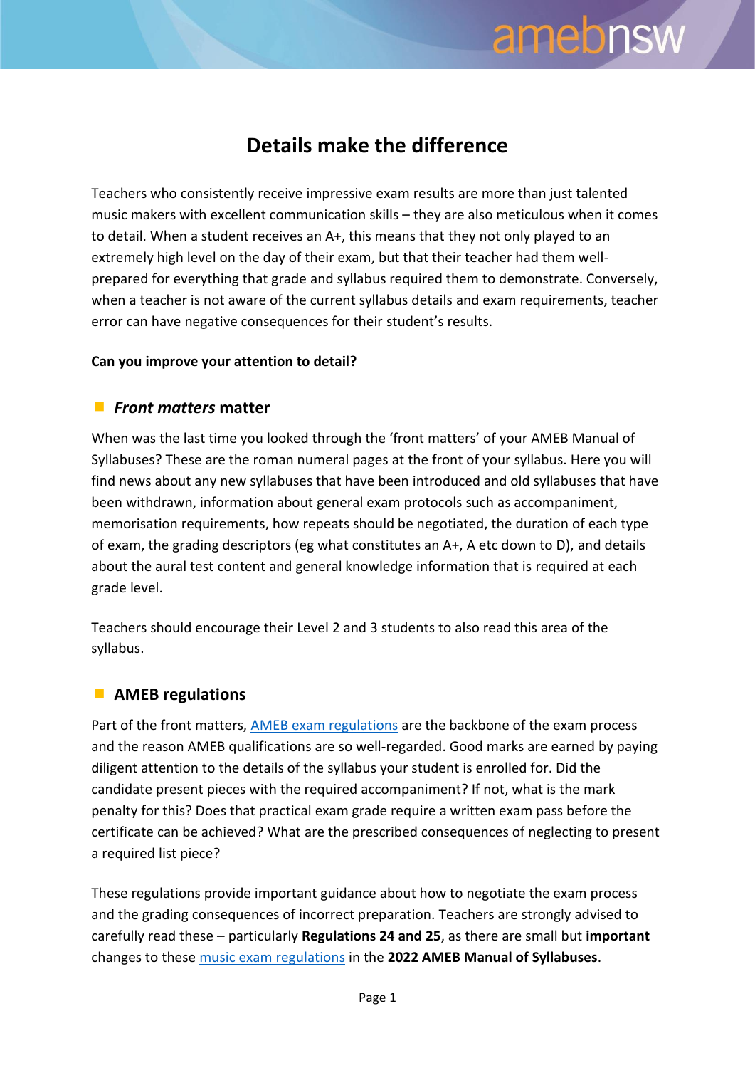# Details make the difference

Teachers who consistently receive impressive exam results are more than just talented music makers with excellent communication skills – they are also meticulous when it comes to detail. When a student receives an A+, this means that they not only played to an extremely high level on the day of their exam, but that their teacher had them well-prepared for everything that grade and syllabus required them to demonstrate. Conversely, when a teacher is not aware of the current syllabus details and exam requirements, teacher error can have negative consequences for their student's results.

**Can you improve your attention to detail?**

## ***Front matters*** **matter**

When was the last time you looked through the 'front matters' of your AMEB Manual of Syllabuses? These are the roman numeral pages at the front of your syllabus. Here you will find news about any new syllabuses that have been introduced and old syllabuses that have been withdrawn, information about general exam protocols such as accompaniment, memorisation requirements, how repeats should be negotiated, the duration of each type of exam, the grading descriptors (eg what constitutes an A+, A etc down to D), and details about the aural test content and general knowledge information that is required at each grade level.

Teachers should encourage their Level 2 and 3 students to also read this area of the syllabus.

## AMEB regulations

Part of the front matters, [AMEB exam regulations]() are the backbone of the exam process and the reason AMEB qualifications are so well-regarded. Good marks are earned by paying diligent attention to the details of the syllabus your student is enrolled for. Did the candidate present pieces with the required accompaniment? If not, what is the mark penalty for this? Does that practical exam grade require a written exam pass before the certificate can be achieved? What are the prescribed consequences of neglecting to present a required list piece?

These regulations provide important guidance about how to negotiate the exam process and the grading consequences of incorrect preparation. Teachers are strongly advised to carefully read these – particularly **Regulations 24 and 25**, as there are small but **important** changes to these [music exam regulations]() in the **2022 AMEB Manual of Syllabuses**.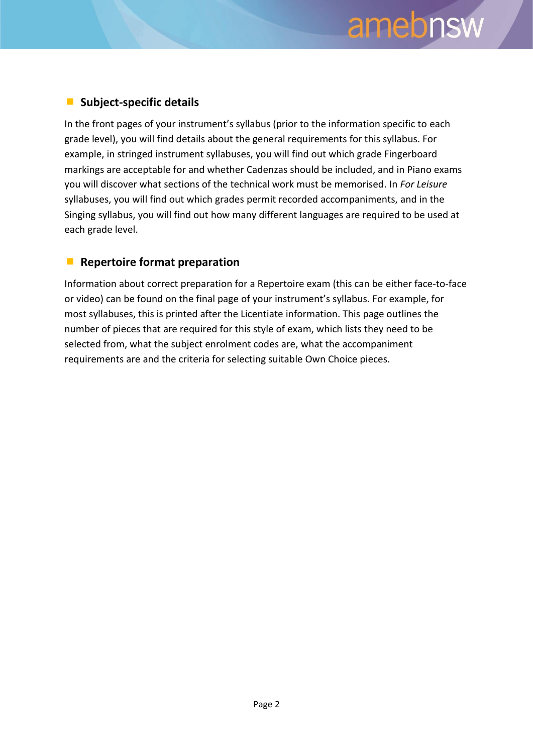## Subject-specific details

In the front pages of your instrument's syllabus (prior to the information specific to each grade level), you will find details about the general requirements for this syllabus. For example, in stringed instrument syllabuses, you will find out which grade Fingerboard markings are acceptable for and whether Cadenzas should be included, and in Piano exams you will discover what sections of the technical work must be memorised. In *For Leisure* syllabuses, you will find out which grades permit recorded accompaniments, and in the Singing syllabus, you will find out how many different languages are required to be used at each grade level.

## Repertoire format preparation

Information about correct preparation for a Repertoire exam (this can be either face-to-face or video) can be found on the final page of your instrument's syllabus. For example, for most syllabuses, this is printed after the Licentiate information. This page outlines the number of pieces that are required for this style of exam, which lists they need to be selected from, what the subject enrolment codes are, what the accompaniment requirements are and the criteria for selecting suitable Own Choice pieces.